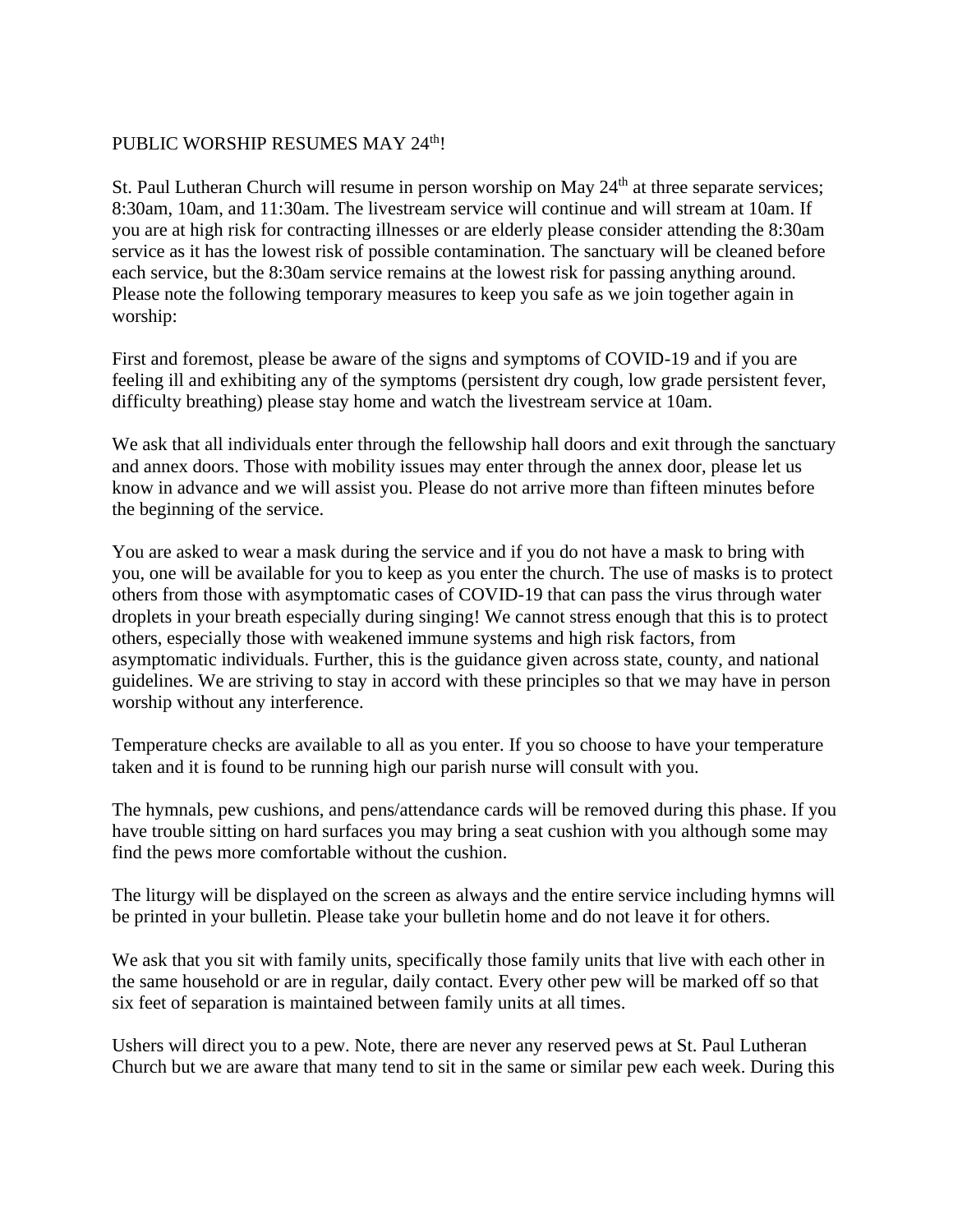# PUBLIC WORSHIP RESUMES MAY 24th!

St. Paul Lutheran Church will resume in person worship on May 24th at three separate services; 8:30am, 10am, and 11:30am. The livestream service will continue and will stream at 10am. If you are at high risk for contracting illnesses or are elderly please consider attending the 8:30am service as it has the lowest risk of possible contamination. The sanctuary will be cleaned before each service, but the 8:30am service remains at the lowest risk for passing anything around. Please note the following temporary measures to keep you safe as we join together again in worship:

First and foremost, please be aware of the signs and symptoms of COVID-19 and if you are feeling ill and exhibiting any of the symptoms (persistent dry cough, low grade persistent fever, difficulty breathing) please stay home and watch the livestream service at 10am.

We ask that all individuals enter through the fellowship hall doors and exit through the sanctuary and annex doors. Those with mobility issues may enter through the annex door, please let us know in advance and we will assist you. Please do not arrive more than fifteen minutes before the beginning of the service.

You are asked to wear a mask during the service and if you do not have a mask to bring with you, one will be available for you to keep as you enter the church. The use of masks is to protect others from those with asymptomatic cases of COVID-19 that can pass the virus through water droplets in your breath especially during singing! We cannot stress enough that this is to protect others, especially those with weakened immune systems and high risk factors, from asymptomatic individuals. Further, this is the guidance given across state, county, and national guidelines. We are striving to stay in accord with these principles so that we may have in person worship without any interference.

Temperature checks are available to all as you enter. If you so choose to have your temperature taken and it is found to be running high our parish nurse will consult with you.

The hymnals, pew cushions, and pens/attendance cards will be removed during this phase. If you have trouble sitting on hard surfaces you may bring a seat cushion with you although some may find the pews more comfortable without the cushion.

The liturgy will be displayed on the screen as always and the entire service including hymns will be printed in your bulletin. Please take your bulletin home and do not leave it for others.

We ask that you sit with family units, specifically those family units that live with each other in the same household or are in regular, daily contact. Every other pew will be marked off so that six feet of separation is maintained between family units at all times.

Ushers will direct you to a pew. Note, there are never any reserved pews at St. Paul Lutheran Church but we are aware that many tend to sit in the same or similar pew each week. During this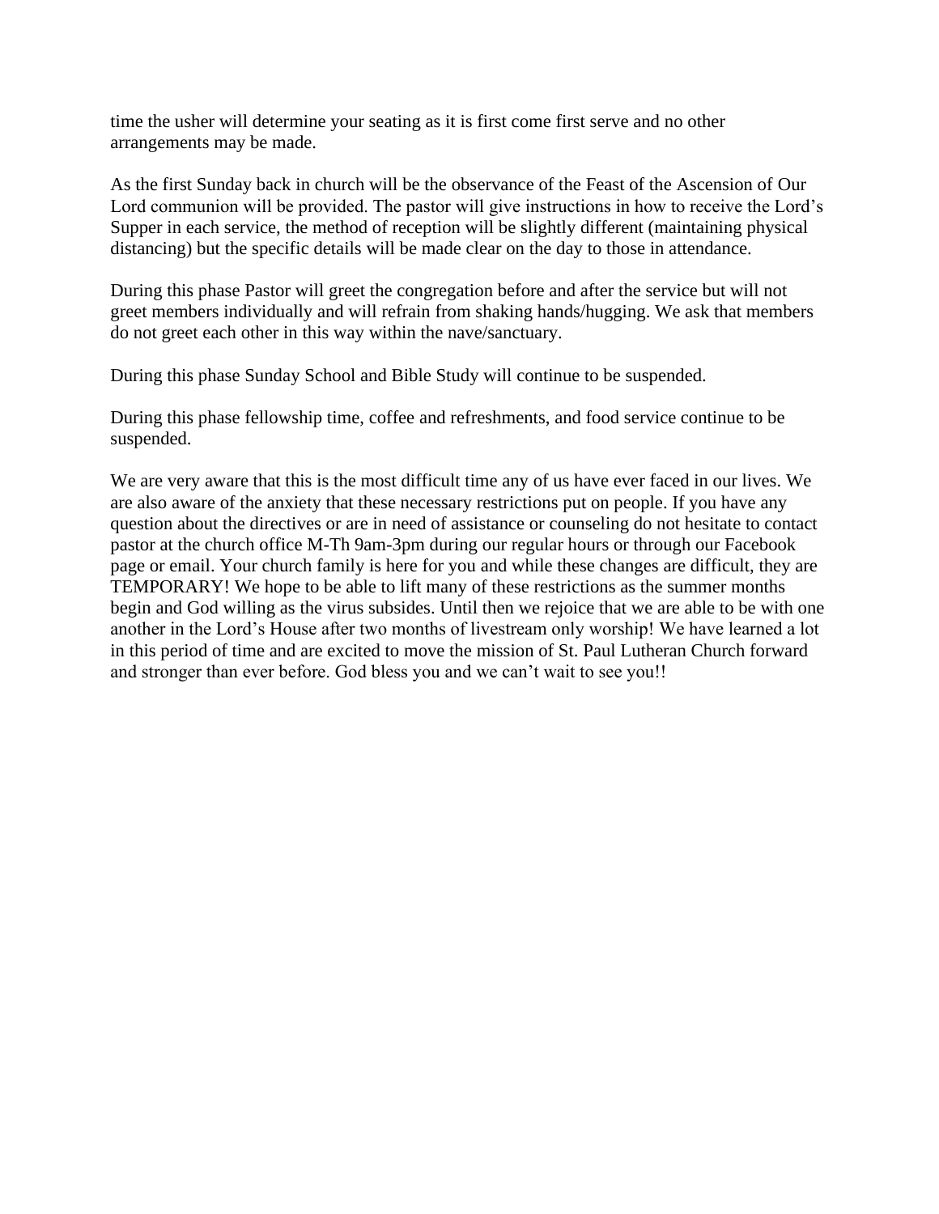time the usher will determine your seating as it is first come first serve and no other arrangements may be made.

As the first Sunday back in church will be the observance of the Feast of the Ascension of Our Lord communion will be provided. The pastor will give instructions in how to receive the Lord's Supper in each service, the method of reception will be slightly different (maintaining physical distancing) but the specific details will be made clear on the day to those in attendance.

During this phase Pastor will greet the congregation before and after the service but will not greet members individually and will refrain from shaking hands/hugging. We ask that members do not greet each other in this way within the nave/sanctuary.

During this phase Sunday School and Bible Study will continue to be suspended.

During this phase fellowship time, coffee and refreshments, and food service continue to be suspended.

We are very aware that this is the most difficult time any of us have ever faced in our lives. We are also aware of the anxiety that these necessary restrictions put on people. If you have any question about the directives or are in need of assistance or counseling do not hesitate to contact pastor at the church office M-Th 9am-3pm during our regular hours or through our Facebook page or email. Your church family is here for you and while these changes are difficult, they are TEMPORARY! We hope to be able to lift many of these restrictions as the summer months begin and God willing as the virus subsides. Until then we rejoice that we are able to be with one another in the Lord's House after two months of livestream only worship! We have learned a lot in this period of time and are excited to move the mission of St. Paul Lutheran Church forward and stronger than ever before. God bless you and we can't wait to see you!!